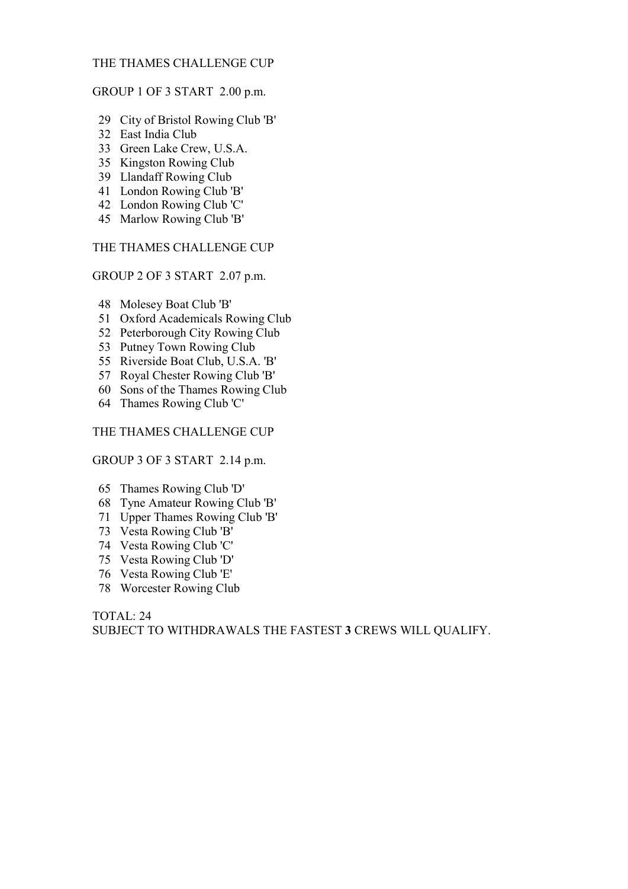THE THAMES CHALLENGE CUP

GROUP 1 OF 3 START 2.00 p.m.

29 City of Bristol Rowing Club 'B'
32 East India Club
33 Green Lake Crew, U.S.A.
35 Kingston Rowing Club
39 Llandaff Rowing Club
41 London Rowing Club 'B'
42 London Rowing Club 'C'
45 Marlow Rowing Club 'B'

THE THAMES CHALLENGE CUP

GROUP 2 OF 3 START 2.07 p.m.

48 Molesey Boat Club 'B'
51 Oxford Academicals Rowing Club
52 Peterborough City Rowing Club
53 Putney Town Rowing Club
55 Riverside Boat Club, U.S.A. 'B'
57 Royal Chester Rowing Club 'B'
60 Sons of the Thames Rowing Club
64 Thames Rowing Club 'C'

THE THAMES CHALLENGE CUP

GROUP 3 OF 3 START 2.14 p.m.

65 Thames Rowing Club 'D'
68 Tyne Amateur Rowing Club 'B'
71 Upper Thames Rowing Club 'B'
73 Vesta Rowing Club 'B'
74 Vesta Rowing Club 'C'
75 Vesta Rowing Club 'D'
76 Vesta Rowing Club 'E'
78 Worcester Rowing Club

TOTAL: 24
SUBJECT TO WITHDRAWALS THE FASTEST **3** CREWS WILL QUALIFY.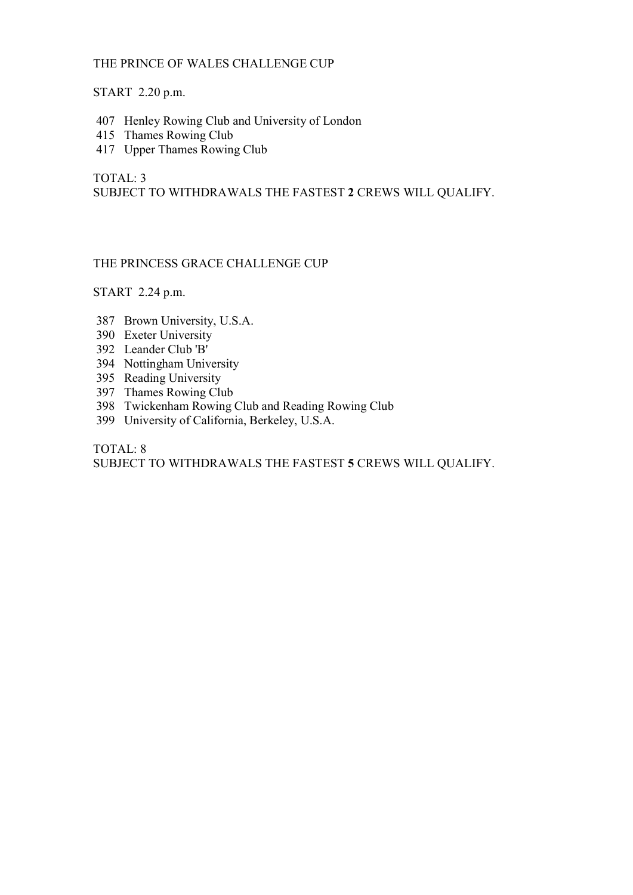THE PRINCE OF WALES CHALLENGE CUP

START 2.20 p.m.

407 Henley Rowing Club and University of London
415 Thames Rowing Club
417 Upper Thames Rowing Club

TOTAL: 3
SUBJECT TO WITHDRAWALS THE FASTEST **2** CREWS WILL QUALIFY.

THE PRINCESS GRACE CHALLENGE CUP

START 2.24 p.m.

387 Brown University, U.S.A.
390 Exeter University
392 Leander Club 'B'
394 Nottingham University
395 Reading University
397 Thames Rowing Club
398 Twickenham Rowing Club and Reading Rowing Club
399 University of California, Berkeley, U.S.A.

TOTAL: 8
SUBJECT TO WITHDRAWALS THE FASTEST **5** CREWS WILL QUALIFY.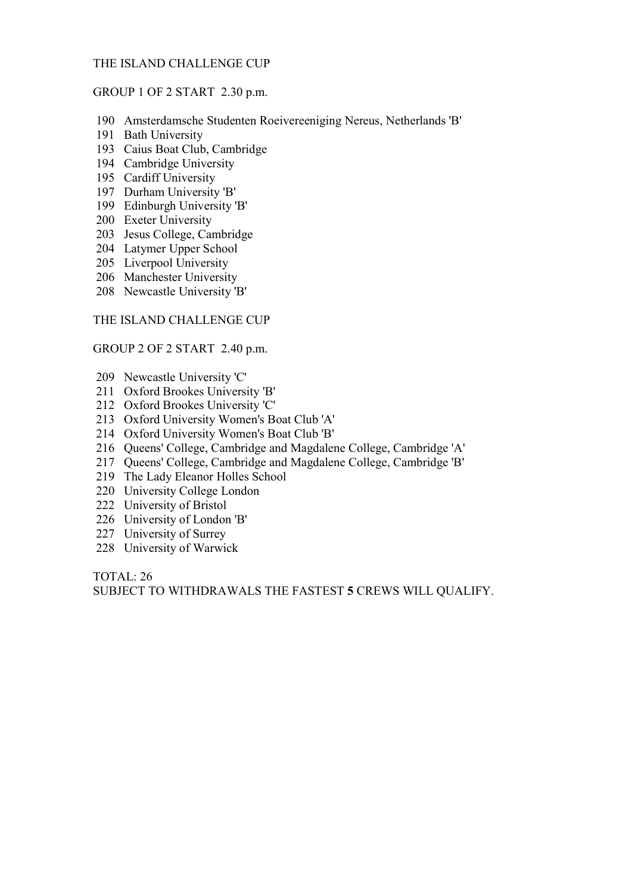THE ISLAND CHALLENGE CUP

GROUP 1 OF 2 START 2.30 p.m.

190 Amsterdamsche Studenten Roeivereeniging Nereus, Netherlands 'B'
191 Bath University
193 Caius Boat Club, Cambridge
194 Cambridge University
195 Cardiff University
197 Durham University 'B'
199 Edinburgh University 'B'
200 Exeter University
203 Jesus College, Cambridge
204 Latymer Upper School
205 Liverpool University
206 Manchester University
208 Newcastle University 'B'

THE ISLAND CHALLENGE CUP

GROUP 2 OF 2 START 2.40 p.m.

209 Newcastle University 'C'
211 Oxford Brookes University 'B'
212 Oxford Brookes University 'C'
213 Oxford University Women's Boat Club 'A'
214 Oxford University Women's Boat Club 'B'
216 Queens' College, Cambridge and Magdalene College, Cambridge 'A'
217 Queens' College, Cambridge and Magdalene College, Cambridge 'B'
219 The Lady Eleanor Holles School
220 University College London
222 University of Bristol
226 University of London 'B'
227 University of Surrey
228 University of Warwick

TOTAL: 26
SUBJECT TO WITHDRAWALS THE FASTEST **5** CREWS WILL QUALIFY.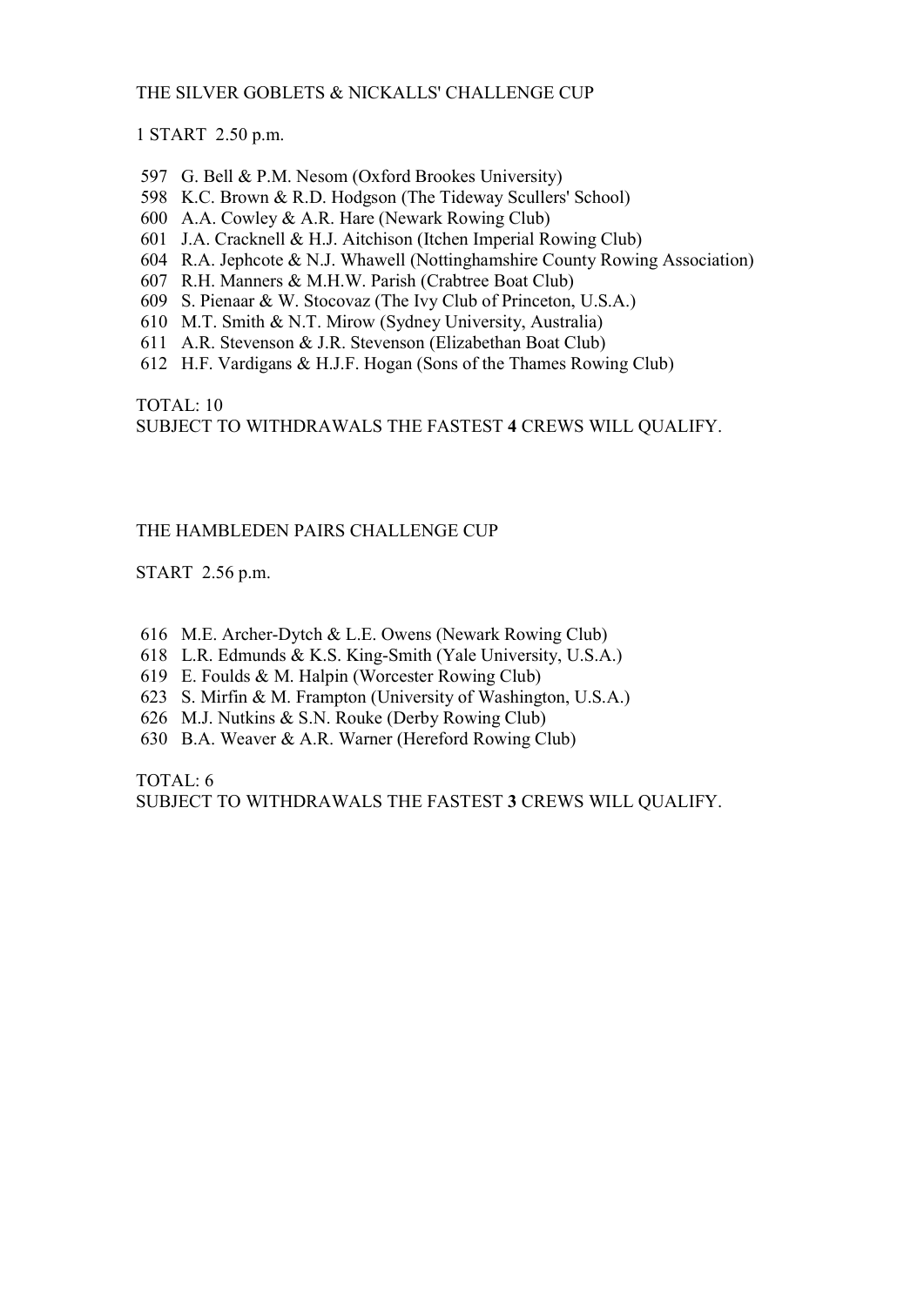## THE SILVER GOBLETS & NICKALLS' CHALLENGE CUP

1 START 2.50 p.m.

597 G. Bell & P.M. Nesom (Oxford Brookes University)
598 K.C. Brown & R.D. Hodgson (The Tideway Scullers' School)
600 A.A. Cowley & A.R. Hare (Newark Rowing Club)
601 J.A. Cracknell & H.J. Aitchison (Itchen Imperial Rowing Club)
604 R.A. Jephcote & N.J. Whawell (Nottinghamshire County Rowing Association)
607 R.H. Manners & M.H.W. Parish (Crabtree Boat Club)
609 S. Pienaar & W. Stocovaz (The Ivy Club of Princeton, U.S.A.)
610 M.T. Smith & N.T. Mirow (Sydney University, Australia)
611 A.R. Stevenson & J.R. Stevenson (Elizabethan Boat Club)
612 H.F. Vardigans & H.J.F. Hogan (Sons of the Thames Rowing Club)

TOTAL: 10
SUBJECT TO WITHDRAWALS THE FASTEST **4** CREWS WILL QUALIFY.

## THE HAMBLEDEN PAIRS CHALLENGE CUP

START 2.56 p.m.

616 M.E. Archer-Dytch & L.E. Owens (Newark Rowing Club)
618 L.R. Edmunds & K.S. King-Smith (Yale University, U.S.A.)
619 E. Foulds & M. Halpin (Worcester Rowing Club)
623 S. Mirfin & M. Frampton (University of Washington, U.S.A.)
626 M.J. Nutkins & S.N. Rouke (Derby Rowing Club)
630 B.A. Weaver & A.R. Warner (Hereford Rowing Club)

TOTAL: 6
SUBJECT TO WITHDRAWALS THE FASTEST **3** CREWS WILL QUALIFY.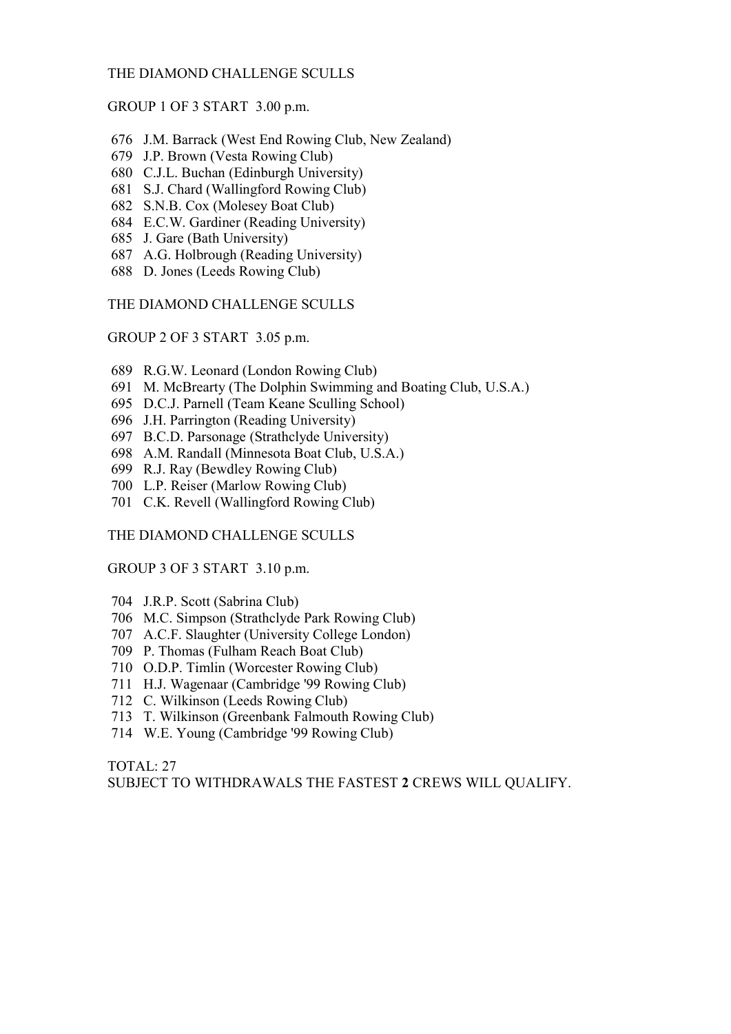## THE DIAMOND CHALLENGE SCULLS

GROUP 1 OF 3 START 3.00 p.m.

676 J.M. Barrack (West End Rowing Club, New Zealand)
679 J.P. Brown (Vesta Rowing Club)
680 C.J.L. Buchan (Edinburgh University)
681 S.J. Chard (Wallingford Rowing Club)
682 S.N.B. Cox (Molesey Boat Club)
684 E.C.W. Gardiner (Reading University)
685 J. Gare (Bath University)
687 A.G. Holbrough (Reading University)
688 D. Jones (Leeds Rowing Club)

## THE DIAMOND CHALLENGE SCULLS

GROUP 2 OF 3 START 3.05 p.m.

689 R.G.W. Leonard (London Rowing Club)
691 M. McBrearty (The Dolphin Swimming and Boating Club, U.S.A.)
695 D.C.J. Parnell (Team Keane Sculling School)
696 J.H. Parrington (Reading University)
697 B.C.D. Parsonage (Strathclyde University)
698 A.M. Randall (Minnesota Boat Club, U.S.A.)
699 R.J. Ray (Bewdley Rowing Club)
700 L.P. Reiser (Marlow Rowing Club)
701 C.K. Revell (Wallingford Rowing Club)

## THE DIAMOND CHALLENGE SCULLS

GROUP 3 OF 3 START 3.10 p.m.

704 J.R.P. Scott (Sabrina Club)
706 M.C. Simpson (Strathclyde Park Rowing Club)
707 A.C.F. Slaughter (University College London)
709 P. Thomas (Fulham Reach Boat Club)
710 O.D.P. Timlin (Worcester Rowing Club)
711 H.J. Wagenaar (Cambridge '99 Rowing Club)
712 C. Wilkinson (Leeds Rowing Club)
713 T. Wilkinson (Greenbank Falmouth Rowing Club)
714 W.E. Young (Cambridge '99 Rowing Club)

TOTAL: 27
SUBJECT TO WITHDRAWALS THE FASTEST **2** CREWS WILL QUALIFY.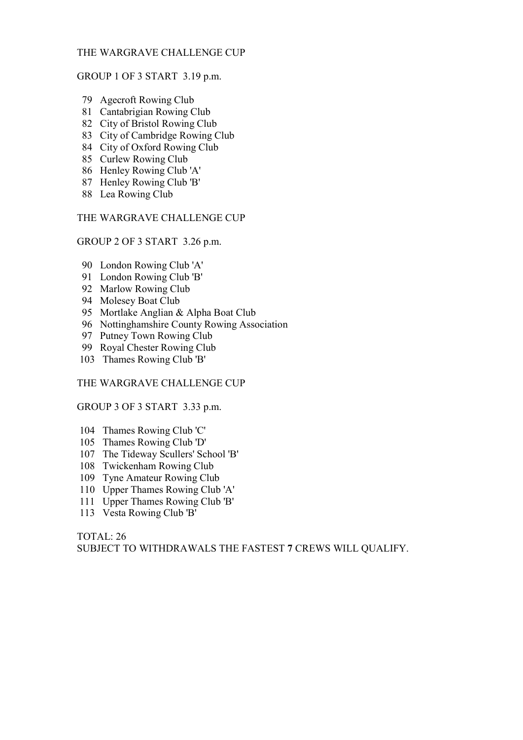THE WARGRAVE CHALLENGE CUP

GROUP 1 OF 3 START 3.19 p.m.

79 Agecroft Rowing Club
81 Cantabrigian Rowing Club
82 City of Bristol Rowing Club
83 City of Cambridge Rowing Club
84 City of Oxford Rowing Club
85 Curlew Rowing Club
86 Henley Rowing Club 'A'
87 Henley Rowing Club 'B'
88 Lea Rowing Club

THE WARGRAVE CHALLENGE CUP

GROUP 2 OF 3 START 3.26 p.m.

90 London Rowing Club 'A'
91 London Rowing Club 'B'
92 Marlow Rowing Club
94 Molesey Boat Club
95 Mortlake Anglian & Alpha Boat Club
96 Nottinghamshire County Rowing Association
97 Putney Town Rowing Club
99 Royal Chester Rowing Club
103 Thames Rowing Club 'B'

THE WARGRAVE CHALLENGE CUP

GROUP 3 OF 3 START 3.33 p.m.

104 Thames Rowing Club 'C'
105 Thames Rowing Club 'D'
107 The Tideway Scullers' School 'B'
108 Twickenham Rowing Club
109 Tyne Amateur Rowing Club
110 Upper Thames Rowing Club 'A'
111 Upper Thames Rowing Club 'B'
113 Vesta Rowing Club 'B'

TOTAL: 26
SUBJECT TO WITHDRAWALS THE FASTEST **7** CREWS WILL QUALIFY.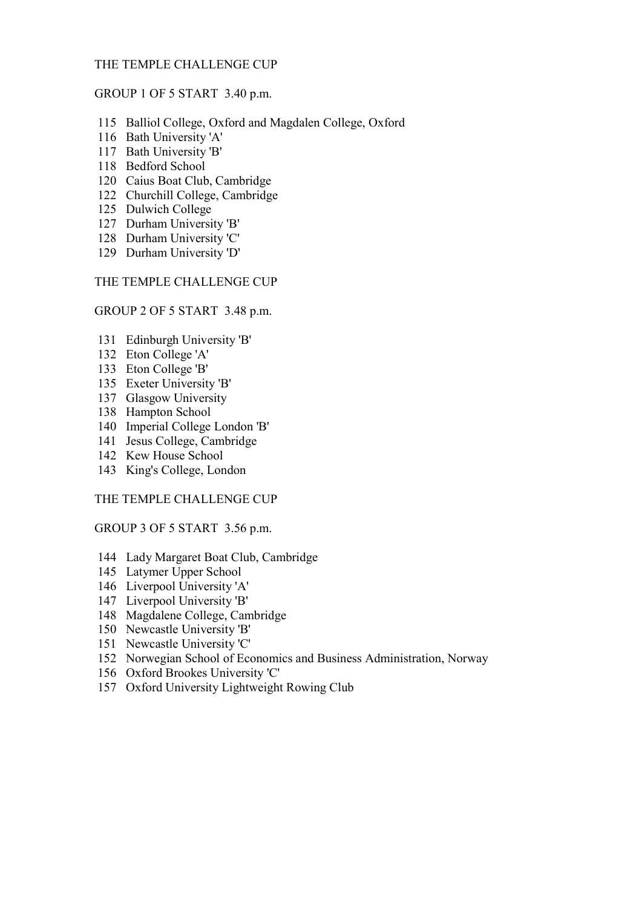THE TEMPLE CHALLENGE CUP

GROUP 1 OF 5 START 3.40 p.m.

115 Balliol College, Oxford and Magdalen College, Oxford
116 Bath University 'A'
117 Bath University 'B'
118 Bedford School
120 Caius Boat Club, Cambridge
122 Churchill College, Cambridge
125 Dulwich College
127 Durham University 'B'
128 Durham University 'C'
129 Durham University 'D'

THE TEMPLE CHALLENGE CUP

GROUP 2 OF 5 START 3.48 p.m.

131 Edinburgh University 'B'
132 Eton College 'A'
133 Eton College 'B'
135 Exeter University 'B'
137 Glasgow University
138 Hampton School
140 Imperial College London 'B'
141 Jesus College, Cambridge
142 Kew House School
143 King's College, London

THE TEMPLE CHALLENGE CUP

GROUP 3 OF 5 START 3.56 p.m.

144 Lady Margaret Boat Club, Cambridge
145 Latymer Upper School
146 Liverpool University 'A'
147 Liverpool University 'B'
148 Magdalene College, Cambridge
150 Newcastle University 'B'
151 Newcastle University 'C'
152 Norwegian School of Economics and Business Administration, Norway
156 Oxford Brookes University 'C'
157 Oxford University Lightweight Rowing Club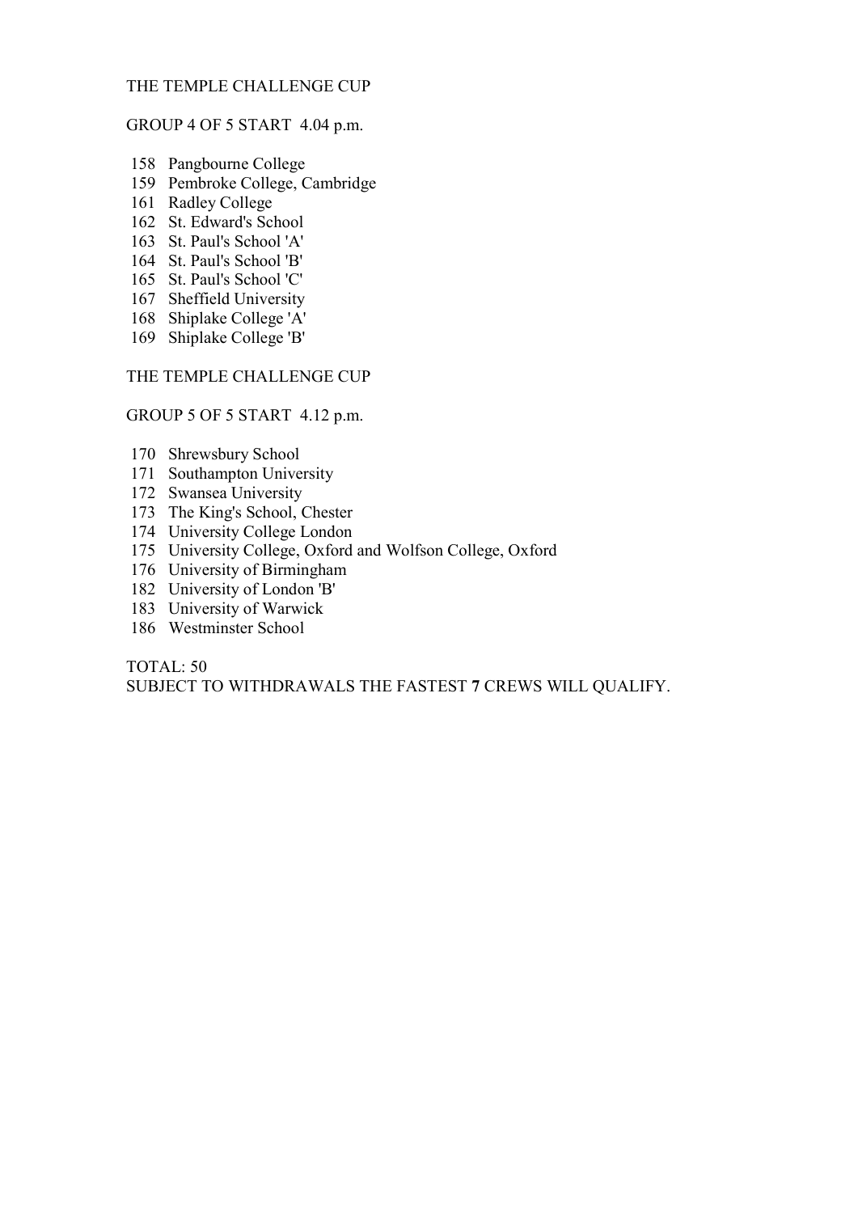THE TEMPLE CHALLENGE CUP

GROUP 4 OF 5 START 4.04 p.m.

158 Pangbourne College
159 Pembroke College, Cambridge
161 Radley College
162 St. Edward's School
163 St. Paul's School 'A'
164 St. Paul's School 'B'
165 St. Paul's School 'C'
167 Sheffield University
168 Shiplake College 'A'
169 Shiplake College 'B'

THE TEMPLE CHALLENGE CUP

GROUP 5 OF 5 START 4.12 p.m.

170 Shrewsbury School
171 Southampton University
172 Swansea University
173 The King's School, Chester
174 University College London
175 University College, Oxford and Wolfson College, Oxford
176 University of Birmingham
182 University of London 'B'
183 University of Warwick
186 Westminster School

TOTAL: 50
SUBJECT TO WITHDRAWALS THE FASTEST **7** CREWS WILL QUALIFY.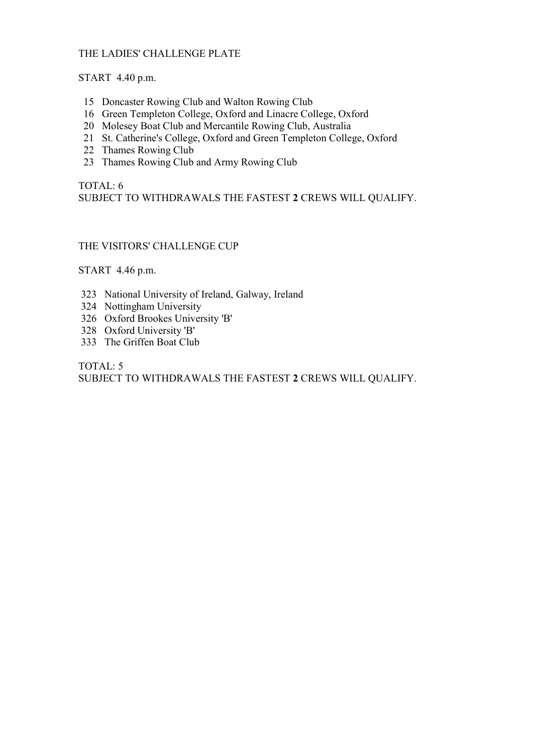## THE LADIES' CHALLENGE PLATE

START 4.40 p.m.

15 Doncaster Rowing Club and Walton Rowing Club
16 Green Templeton College, Oxford and Linacre College, Oxford
20 Molesey Boat Club and Mercantile Rowing Club, Australia
21 St. Catherine's College, Oxford and Green Templeton College, Oxford
22 Thames Rowing Club
23 Thames Rowing Club and Army Rowing Club

TOTAL: 6
SUBJECT TO WITHDRAWALS THE FASTEST **2** CREWS WILL QUALIFY.

## THE VISITORS' CHALLENGE CUP

START 4.46 p.m.

323 National University of Ireland, Galway, Ireland
324 Nottingham University
326 Oxford Brookes University 'B'
328 Oxford University 'B'
333 The Griffen Boat Club

TOTAL: 5
SUBJECT TO WITHDRAWALS THE FASTEST **2** CREWS WILL QUALIFY.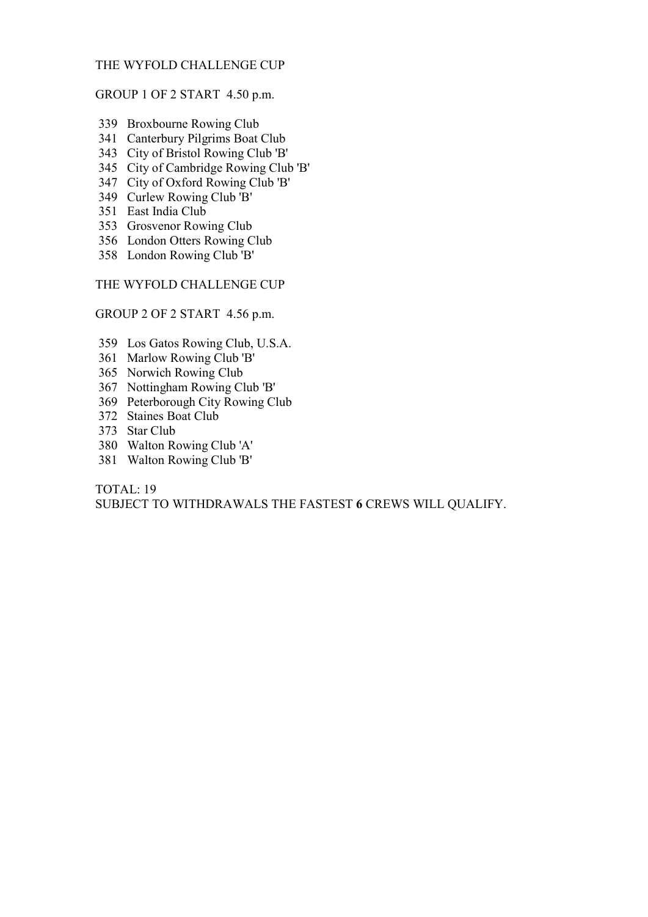THE WYFOLD CHALLENGE CUP

GROUP 1 OF 2 START 4.50 p.m.

339 Broxbourne Rowing Club
341 Canterbury Pilgrims Boat Club
343 City of Bristol Rowing Club 'B'
345 City of Cambridge Rowing Club 'B'
347 City of Oxford Rowing Club 'B'
349 Curlew Rowing Club 'B'
351 East India Club
353 Grosvenor Rowing Club
356 London Otters Rowing Club
358 London Rowing Club 'B'

THE WYFOLD CHALLENGE CUP

GROUP 2 OF 2 START 4.56 p.m.

359 Los Gatos Rowing Club, U.S.A.
361 Marlow Rowing Club 'B'
365 Norwich Rowing Club
367 Nottingham Rowing Club 'B'
369 Peterborough City Rowing Club
372 Staines Boat Club
373 Star Club
380 Walton Rowing Club 'A'
381 Walton Rowing Club 'B'

TOTAL: 19

SUBJECT TO WITHDRAWALS THE FASTEST **6** CREWS WILL QUALIFY.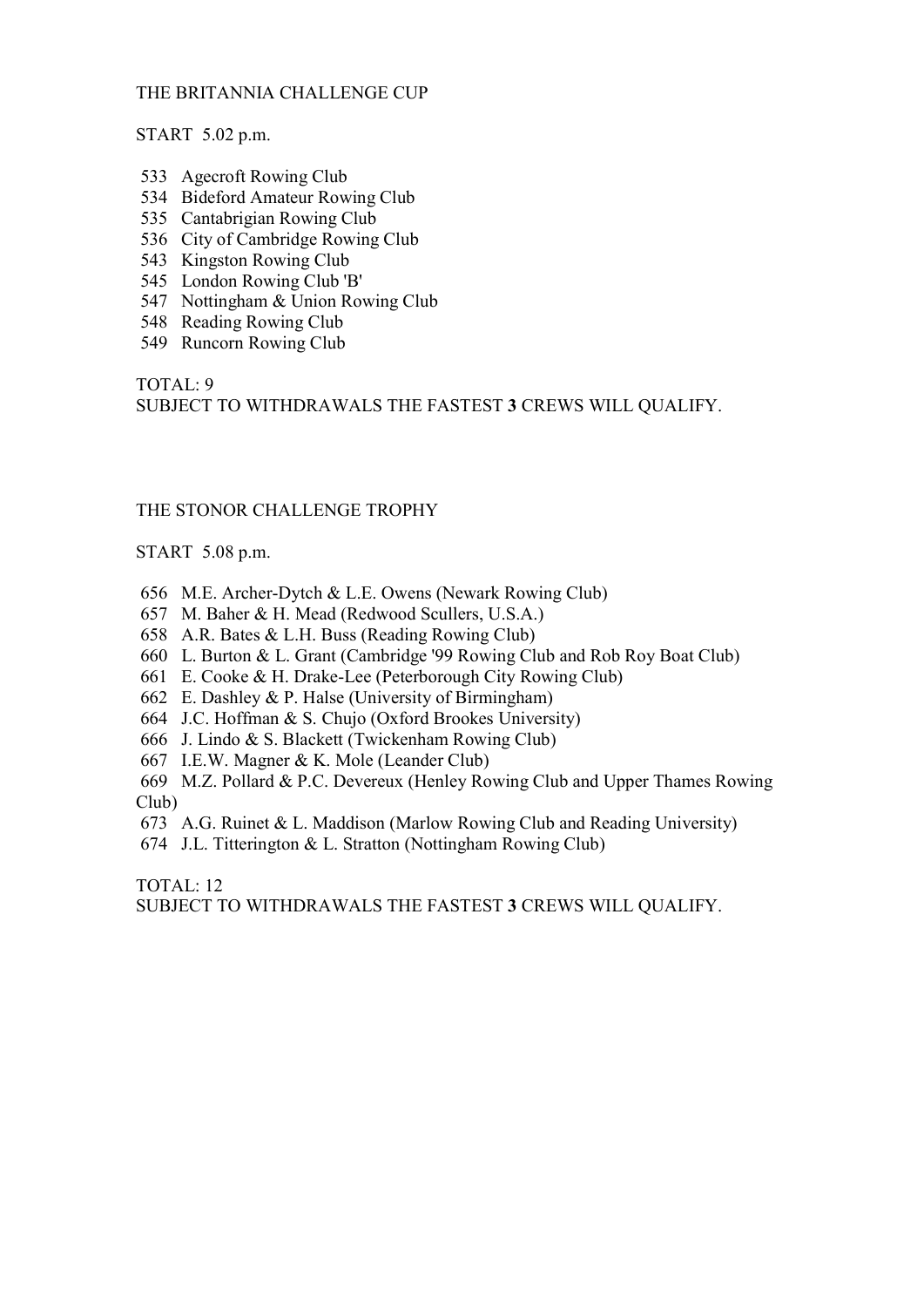## THE BRITANNIA CHALLENGE CUP

START 5.02 p.m.

533 Agecroft Rowing Club
534 Bideford Amateur Rowing Club
535 Cantabrigian Rowing Club
536 City of Cambridge Rowing Club
543 Kingston Rowing Club
545 London Rowing Club 'B'
547 Nottingham & Union Rowing Club
548 Reading Rowing Club
549 Runcorn Rowing Club

TOTAL: 9
SUBJECT TO WITHDRAWALS THE FASTEST **3** CREWS WILL QUALIFY.

## THE STONOR CHALLENGE TROPHY

START 5.08 p.m.

656 M.E. Archer-Dytch & L.E. Owens (Newark Rowing Club)
657 M. Baher & H. Mead (Redwood Scullers, U.S.A.)
658 A.R. Bates & L.H. Buss (Reading Rowing Club)
660 L. Burton & L. Grant (Cambridge '99 Rowing Club and Rob Roy Boat Club)
661 E. Cooke & H. Drake-Lee (Peterborough City Rowing Club)
662 E. Dashley & P. Halse (University of Birmingham)
664 J.C. Hoffman & S. Chujo (Oxford Brookes University)
666 J. Lindo & S. Blackett (Twickenham Rowing Club)
667 I.E.W. Magner & K. Mole (Leander Club)
669 M.Z. Pollard & P.C. Devereux (Henley Rowing Club and Upper Thames Rowing Club)
673 A.G. Ruinet & L. Maddison (Marlow Rowing Club and Reading University)
674 J.L. Titterington & L. Stratton (Nottingham Rowing Club)

TOTAL: 12
SUBJECT TO WITHDRAWALS THE FASTEST **3** CREWS WILL QUALIFY.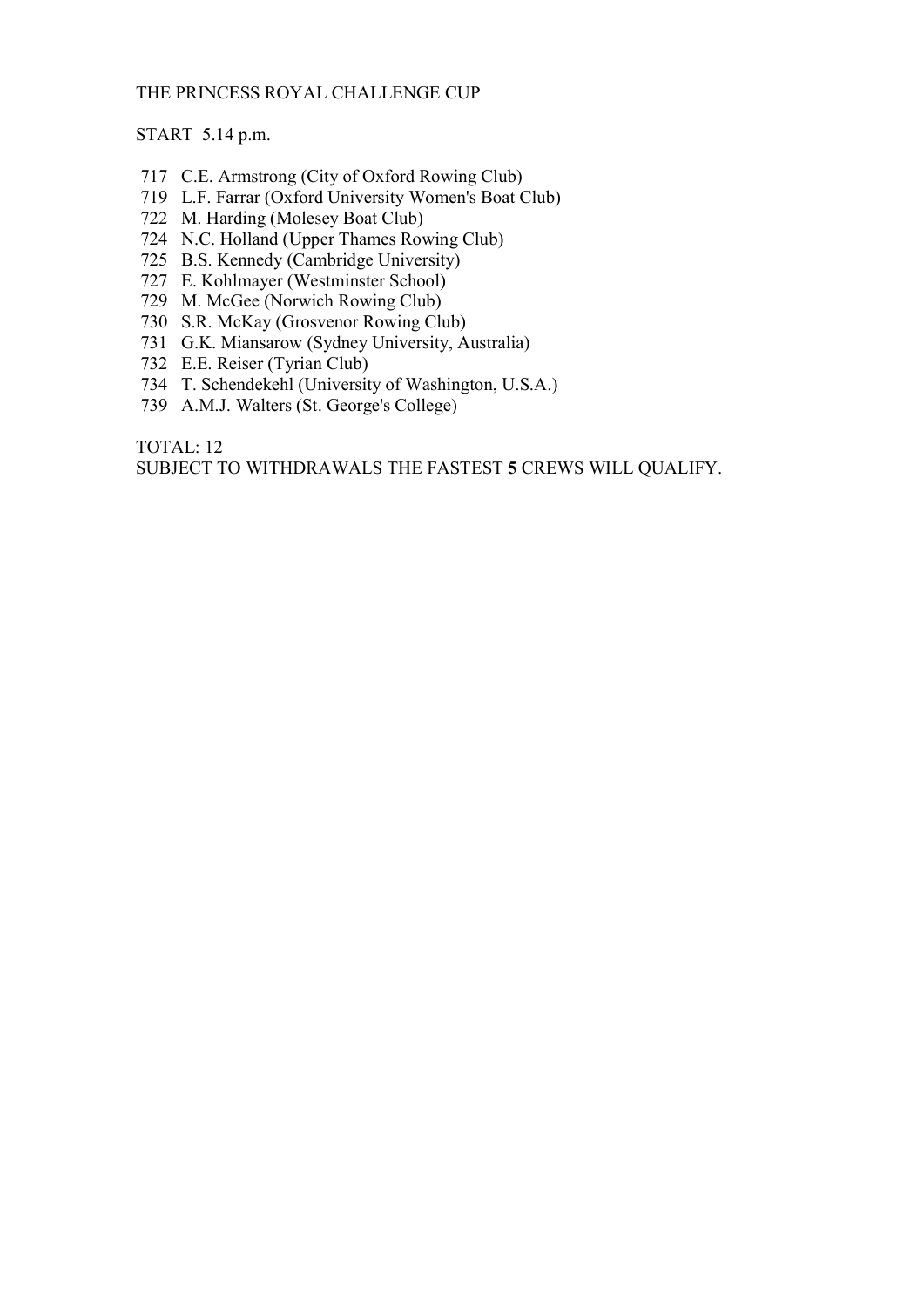THE PRINCESS ROYAL CHALLENGE CUP

START 5.14 p.m.

717 C.E. Armstrong (City of Oxford Rowing Club)
719 L.F. Farrar (Oxford University Women's Boat Club)
722 M. Harding (Molesey Boat Club)
724 N.C. Holland (Upper Thames Rowing Club)
725 B.S. Kennedy (Cambridge University)
727 E. Kohlmayer (Westminster School)
729 M. McGee (Norwich Rowing Club)
730 S.R. McKay (Grosvenor Rowing Club)
731 G.K. Miansarow (Sydney University, Australia)
732 E.E. Reiser (Tyrian Club)
734 T. Schendekehl (University of Washington, U.S.A.)
739 A.M.J. Walters (St. George's College)

TOTAL: 12
SUBJECT TO WITHDRAWALS THE FASTEST **5** CREWS WILL QUALIFY.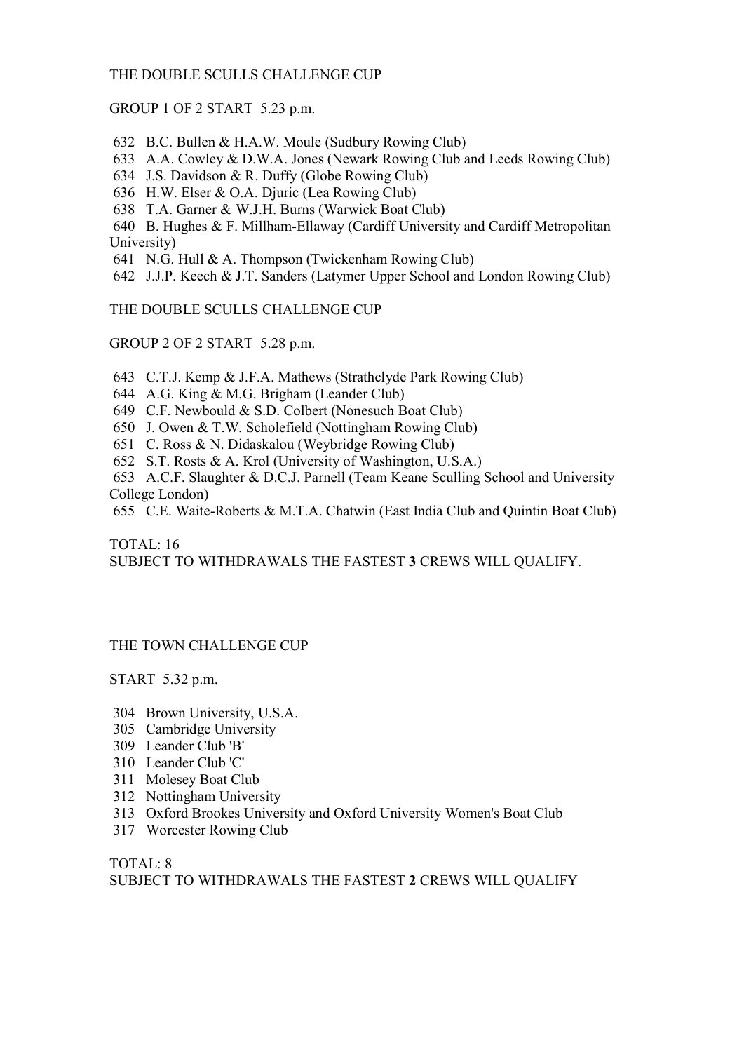## THE DOUBLE SCULLS CHALLENGE CUP

GROUP 1 OF 2 START 5.23 p.m.

632 B.C. Bullen & H.A.W. Moule (Sudbury Rowing Club)
633 A.A. Cowley & D.W.A. Jones (Newark Rowing Club and Leeds Rowing Club)
634 J.S. Davidson & R. Duffy (Globe Rowing Club)
636 H.W. Elser & O.A. Djuric (Lea Rowing Club)
638 T.A. Garner & W.J.H. Burns (Warwick Boat Club)
640 B. Hughes & F. Millham-Ellaway (Cardiff University and Cardiff Metropolitan University)
641 N.G. Hull & A. Thompson (Twickenham Rowing Club)
642 J.J.P. Keech & J.T. Sanders (Latymer Upper School and London Rowing Club)

## THE DOUBLE SCULLS CHALLENGE CUP

GROUP 2 OF 2 START 5.28 p.m.

643 C.T.J. Kemp & J.F.A. Mathews (Strathclyde Park Rowing Club)
644 A.G. King & M.G. Brigham (Leander Club)
649 C.F. Newbould & S.D. Colbert (Nonesuch Boat Club)
650 J. Owen & T.W. Scholefield (Nottingham Rowing Club)
651 C. Ross & N. Didaskalou (Weybridge Rowing Club)
652 S.T. Rosts & A. Krol (University of Washington, U.S.A.)
653 A.C.F. Slaughter & D.C.J. Parnell (Team Keane Sculling School and University College London)
655 C.E. Waite-Roberts & M.T.A. Chatwin (East India Club and Quintin Boat Club)

TOTAL: 16
SUBJECT TO WITHDRAWALS THE FASTEST **3** CREWS WILL QUALIFY.

## THE TOWN CHALLENGE CUP

START 5.32 p.m.

304 Brown University, U.S.A.
305 Cambridge University
309 Leander Club 'B'
310 Leander Club 'C'
311 Molesey Boat Club
312 Nottingham University
313 Oxford Brookes University and Oxford University Women's Boat Club
317 Worcester Rowing Club

TOTAL: 8
SUBJECT TO WITHDRAWALS THE FASTEST **2** CREWS WILL QUALIFY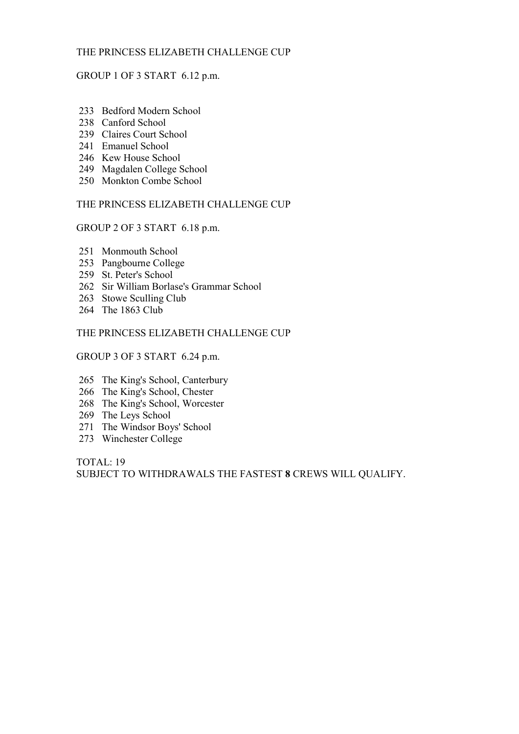## THE PRINCESS ELIZABETH CHALLENGE CUP

GROUP 1 OF 3 START 6.12 p.m.

233 Bedford Modern School
238 Canford School
239 Claires Court School
241 Emanuel School
246 Kew House School
249 Magdalen College School
250 Monkton Combe School

## THE PRINCESS ELIZABETH CHALLENGE CUP

GROUP 2 OF 3 START 6.18 p.m.

251 Monmouth School
253 Pangbourne College
259 St. Peter's School
262 Sir William Borlase's Grammar School
263 Stowe Sculling Club
264 The 1863 Club

## THE PRINCESS ELIZABETH CHALLENGE CUP

GROUP 3 OF 3 START 6.24 p.m.

265 The King's School, Canterbury
266 The King's School, Chester
268 The King's School, Worcester
269 The Leys School
271 The Windsor Boys' School
273 Winchester College

TOTAL: 19
SUBJECT TO WITHDRAWALS THE FASTEST **8** CREWS WILL QUALIFY.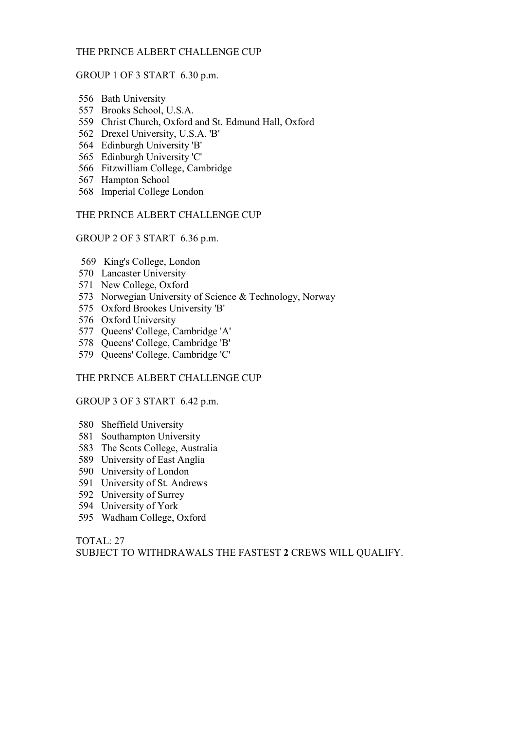THE PRINCE ALBERT CHALLENGE CUP

GROUP 1 OF 3 START 6.30 p.m.

556 Bath University
557 Brooks School, U.S.A.
559 Christ Church, Oxford and St. Edmund Hall, Oxford
562 Drexel University, U.S.A. 'B'
564 Edinburgh University 'B'
565 Edinburgh University 'C'
566 Fitzwilliam College, Cambridge
567 Hampton School
568 Imperial College London

THE PRINCE ALBERT CHALLENGE CUP

GROUP 2 OF 3 START 6.36 p.m.

569 King's College, London
570 Lancaster University
571 New College, Oxford
573 Norwegian University of Science & Technology, Norway
575 Oxford Brookes University 'B'
576 Oxford University
577 Queens' College, Cambridge 'A'
578 Queens' College, Cambridge 'B'
579 Queens' College, Cambridge 'C'

THE PRINCE ALBERT CHALLENGE CUP

GROUP 3 OF 3 START 6.42 p.m.

580 Sheffield University
581 Southampton University
583 The Scots College, Australia
589 University of East Anglia
590 University of London
591 University of St. Andrews
592 University of Surrey
594 University of York
595 Wadham College, Oxford

TOTAL: 27
SUBJECT TO WITHDRAWALS THE FASTEST **2** CREWS WILL QUALIFY.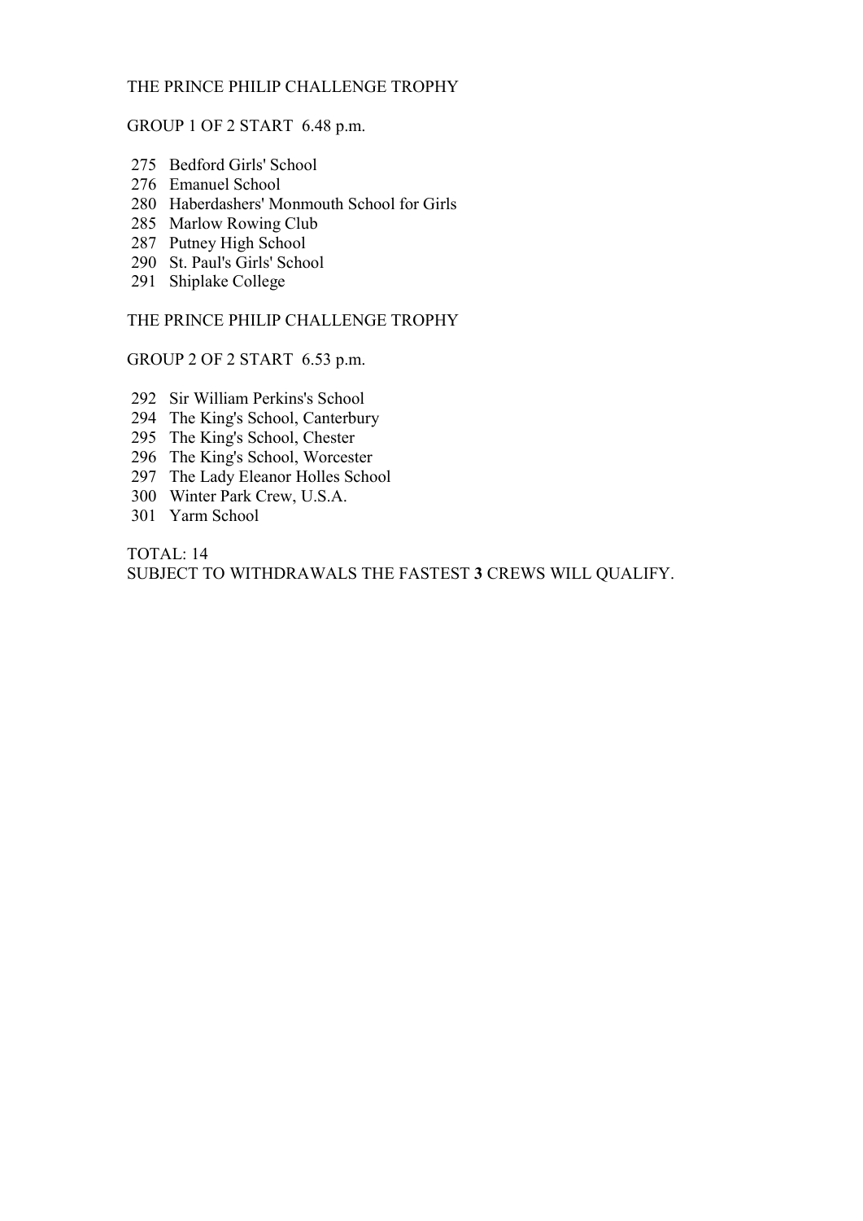THE PRINCE PHILIP CHALLENGE TROPHY

GROUP 1 OF 2 START 6.48 p.m.

275 Bedford Girls' School
276 Emanuel School
280 Haberdashers' Monmouth School for Girls
285 Marlow Rowing Club
287 Putney High School
290 St. Paul's Girls' School
291 Shiplake College

THE PRINCE PHILIP CHALLENGE TROPHY

GROUP 2 OF 2 START 6.53 p.m.

292 Sir William Perkins's School
294 The King's School, Canterbury
295 The King's School, Chester
296 The King's School, Worcester
297 The Lady Eleanor Holles School
300 Winter Park Crew, U.S.A.
301 Yarm School

TOTAL: 14
SUBJECT TO WITHDRAWALS THE FASTEST **3** CREWS WILL QUALIFY.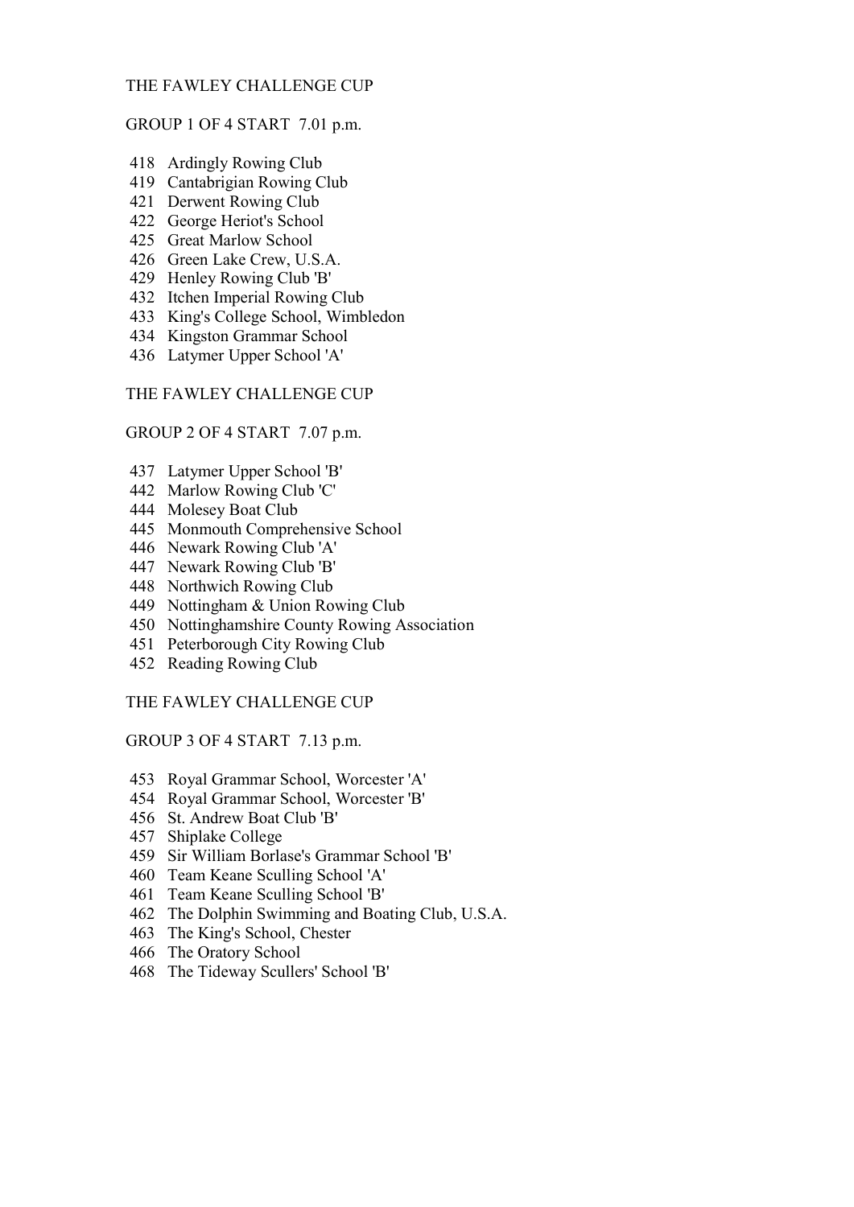THE FAWLEY CHALLENGE CUP

GROUP 1 OF 4 START 7.01 p.m.

418 Ardingly Rowing Club
419 Cantabrigian Rowing Club
421 Derwent Rowing Club
422 George Heriot's School
425 Great Marlow School
426 Green Lake Crew, U.S.A.
429 Henley Rowing Club 'B'
432 Itchen Imperial Rowing Club
433 King's College School, Wimbledon
434 Kingston Grammar School
436 Latymer Upper School 'A'

THE FAWLEY CHALLENGE CUP

GROUP 2 OF 4 START 7.07 p.m.

437 Latymer Upper School 'B'
442 Marlow Rowing Club 'C'
444 Molesey Boat Club
445 Monmouth Comprehensive School
446 Newark Rowing Club 'A'
447 Newark Rowing Club 'B'
448 Northwich Rowing Club
449 Nottingham & Union Rowing Club
450 Nottinghamshire County Rowing Association
451 Peterborough City Rowing Club
452 Reading Rowing Club

THE FAWLEY CHALLENGE CUP

GROUP 3 OF 4 START 7.13 p.m.

453 Royal Grammar School, Worcester 'A'
454 Royal Grammar School, Worcester 'B'
456 St. Andrew Boat Club 'B'
457 Shiplake College
459 Sir William Borlase's Grammar School 'B'
460 Team Keane Sculling School 'A'
461 Team Keane Sculling School 'B'
462 The Dolphin Swimming and Boating Club, U.S.A.
463 The King's School, Chester
466 The Oratory School
468 The Tideway Scullers' School 'B'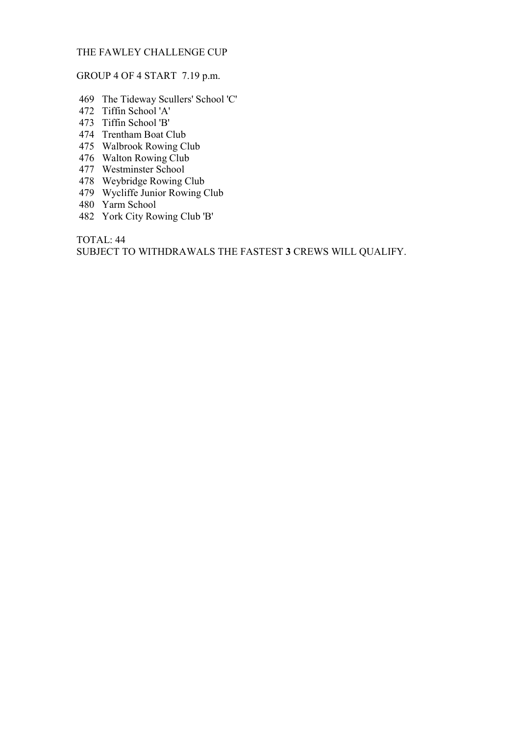THE FAWLEY CHALLENGE CUP

GROUP 4 OF 4 START 7.19 p.m.

469 The Tideway Scullers' School 'C'
472 Tiffin School 'A'
473 Tiffin School 'B'
474 Trentham Boat Club
475 Walbrook Rowing Club
476 Walton Rowing Club
477 Westminster School
478 Weybridge Rowing Club
479 Wycliffe Junior Rowing Club
480 Yarm School
482 York City Rowing Club 'B'

TOTAL: 44
SUBJECT TO WITHDRAWALS THE FASTEST **3** CREWS WILL QUALIFY.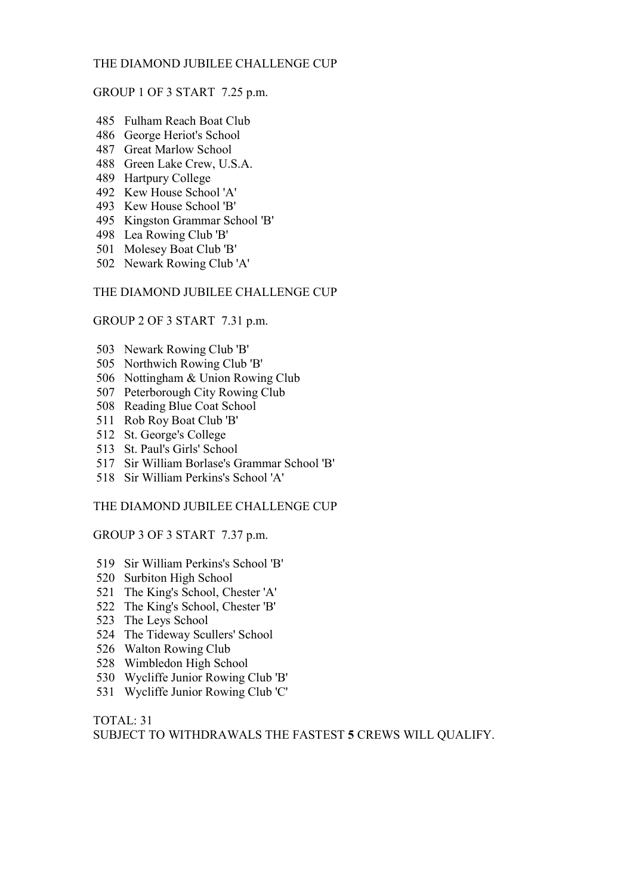THE DIAMOND JUBILEE CHALLENGE CUP

GROUP 1 OF 3 START 7.25 p.m.

485 Fulham Reach Boat Club
486 George Heriot's School
487 Great Marlow School
488 Green Lake Crew, U.S.A.
489 Hartpury College
492 Kew House School 'A'
493 Kew House School 'B'
495 Kingston Grammar School 'B'
498 Lea Rowing Club 'B'
501 Molesey Boat Club 'B'
502 Newark Rowing Club 'A'

THE DIAMOND JUBILEE CHALLENGE CUP

GROUP 2 OF 3 START 7.31 p.m.

503 Newark Rowing Club 'B'
505 Northwich Rowing Club 'B'
506 Nottingham & Union Rowing Club
507 Peterborough City Rowing Club
508 Reading Blue Coat School
511 Rob Roy Boat Club 'B'
512 St. George's College
513 St. Paul's Girls' School
517 Sir William Borlase's Grammar School 'B'
518 Sir William Perkins's School 'A'

THE DIAMOND JUBILEE CHALLENGE CUP

GROUP 3 OF 3 START 7.37 p.m.

519 Sir William Perkins's School 'B'
520 Surbiton High School
521 The King's School, Chester 'A'
522 The King's School, Chester 'B'
523 The Leys School
524 The Tideway Scullers' School
526 Walton Rowing Club
528 Wimbledon High School
530 Wycliffe Junior Rowing Club 'B'
531 Wycliffe Junior Rowing Club 'C'

TOTAL: 31
SUBJECT TO WITHDRAWALS THE FASTEST **5** CREWS WILL QUALIFY.